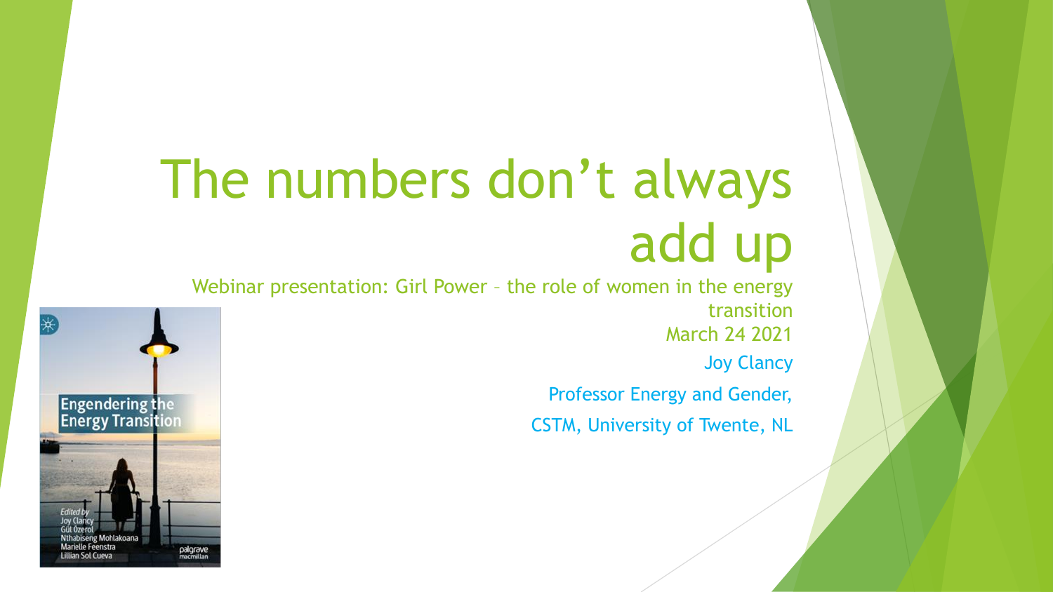# The numbers don't always add up

Webinar presentation: Girl Power – the role of women in the energy transition

March 24 2021

Joy Clancy

Professor Energy and Gender,

CSTM, University of Twente, NL

Engendering the Energy Transition

*Edited by*
Joy Clancy
Gül Özerol
Nthabiseng Mohlakoana
Marielle Feenstra
Lillian Sol Cueva

palgrave macmillan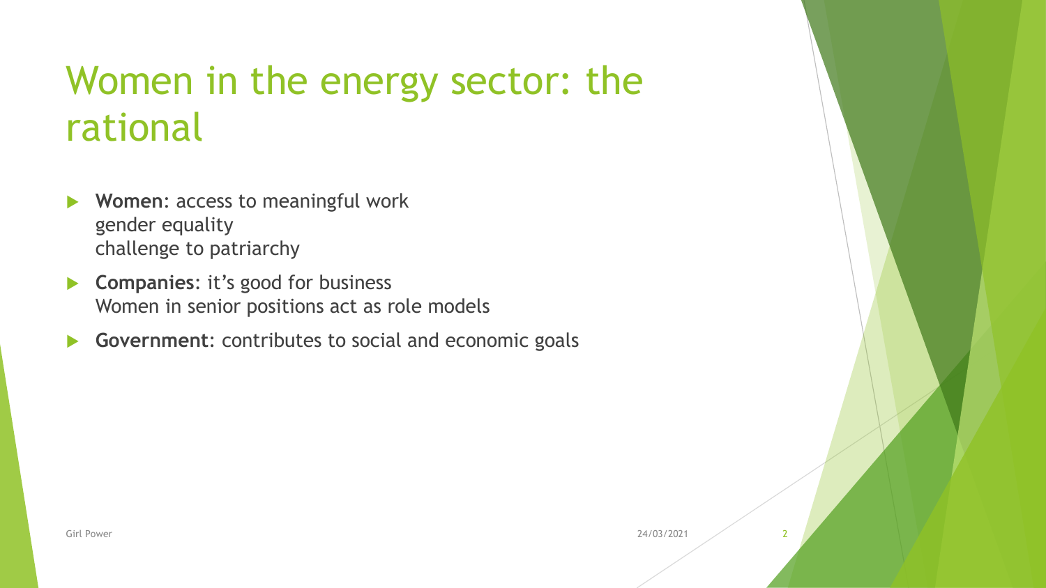# Women in the energy sector: the rational

- **Women**: access to meaningful work
  gender equality
  challenge to patriarchy
- **Companies**: it's good for business
  Women in senior positions act as role models
- **Government**: contributes to social and economic goals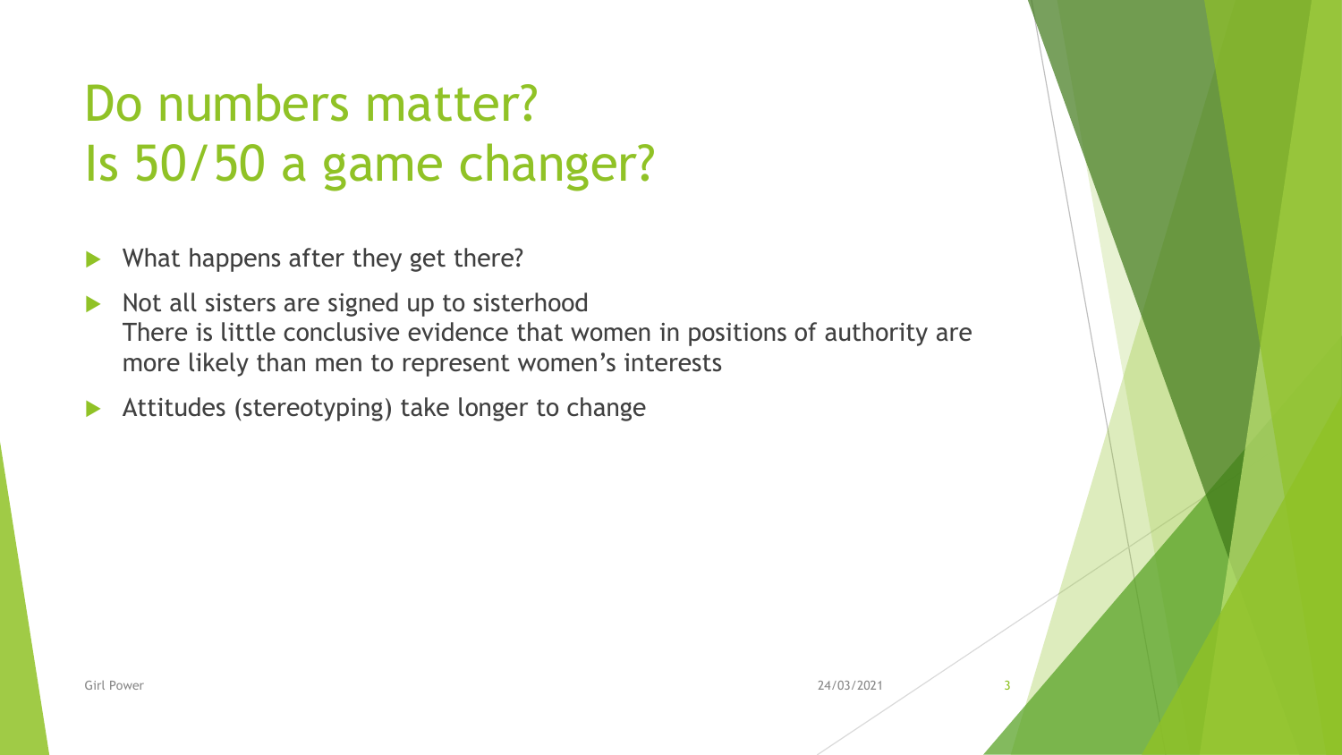# Do numbers matter?
# Is 50/50 a game changer?

- What happens after they get there?
- Not all sisters are signed up to sisterhood
  There is little conclusive evidence that women in positions of authority are more likely than men to represent women's interests
- Attitudes (stereotyping) take longer to change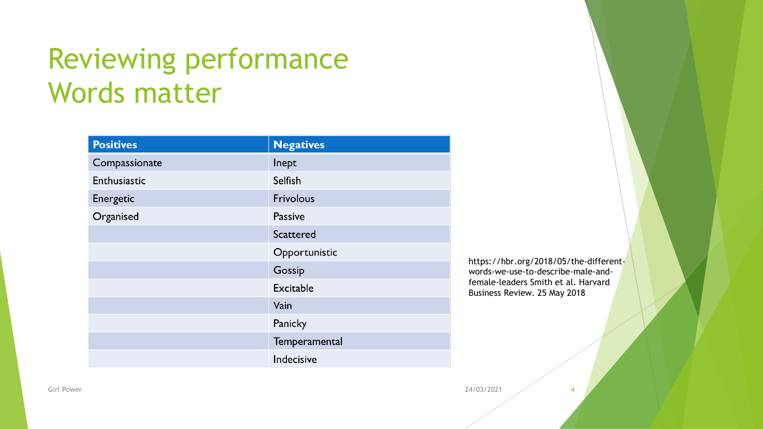# Reviewing performance
# Words matter

| Positives | Negatives |
|---|---|
| Compassionate | Inept |
| Enthusiastic | Selfish |
| Energetic | Frivolous |
| Organised | Passive |
| | Scattered |
| | Opportunistic |
| | Gossip |
| | Excitable |
| | Vain |
| | Panicky |
| | Temperamental |
| | Indecisive |

https://hbr.org/2018/05/the-different-words-we-use-to-describe-male-and-female-leaders Smith et al. Harvard Business Review. 25 May 2018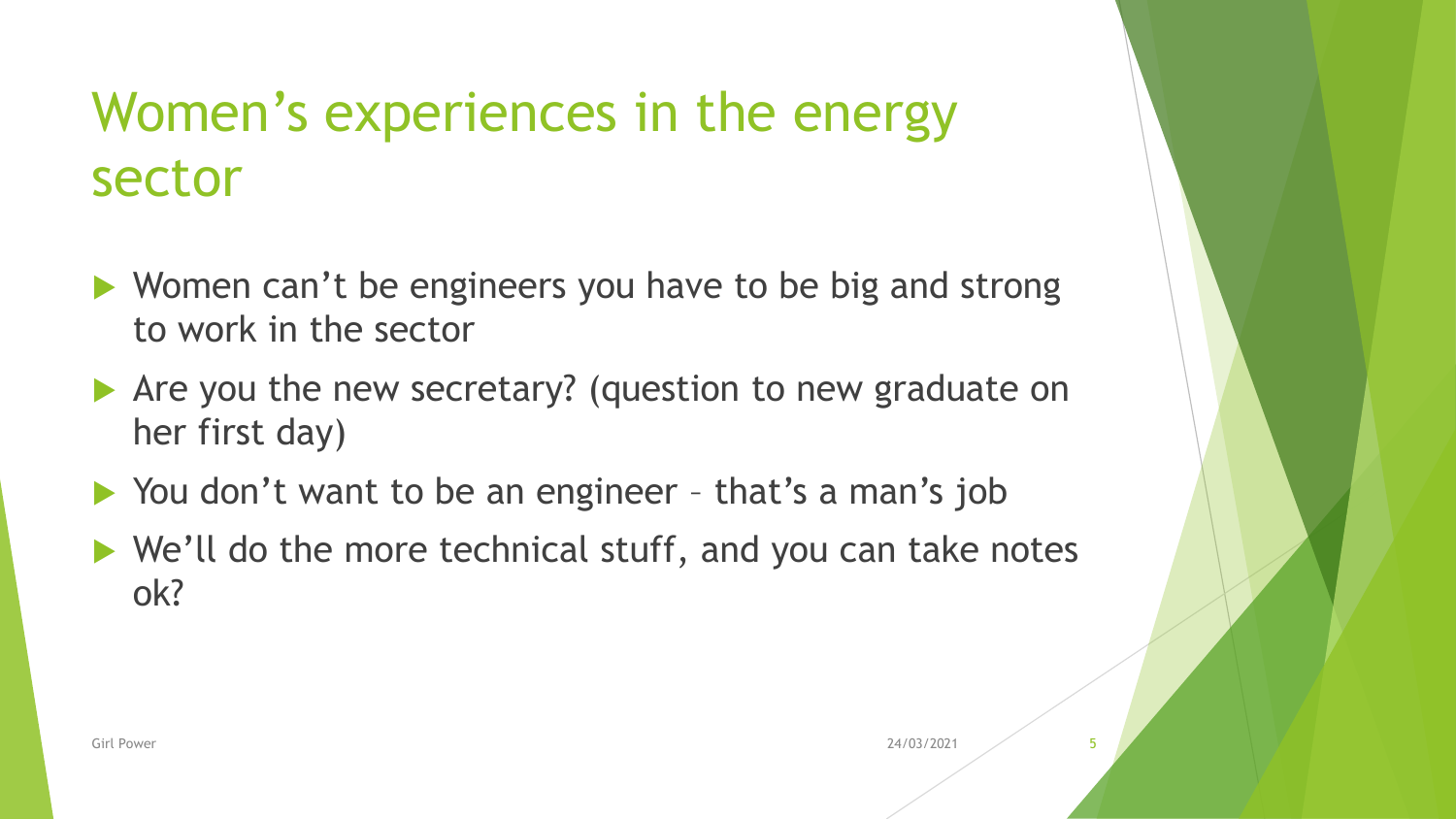# Women's experiences in the energy sector

- Women can't be engineers you have to be big and strong to work in the sector
- Are you the new secretary? (question to new graduate on her first day)
- You don't want to be an engineer – that's a man's job
- We'll do the more technical stuff, and you can take notes ok?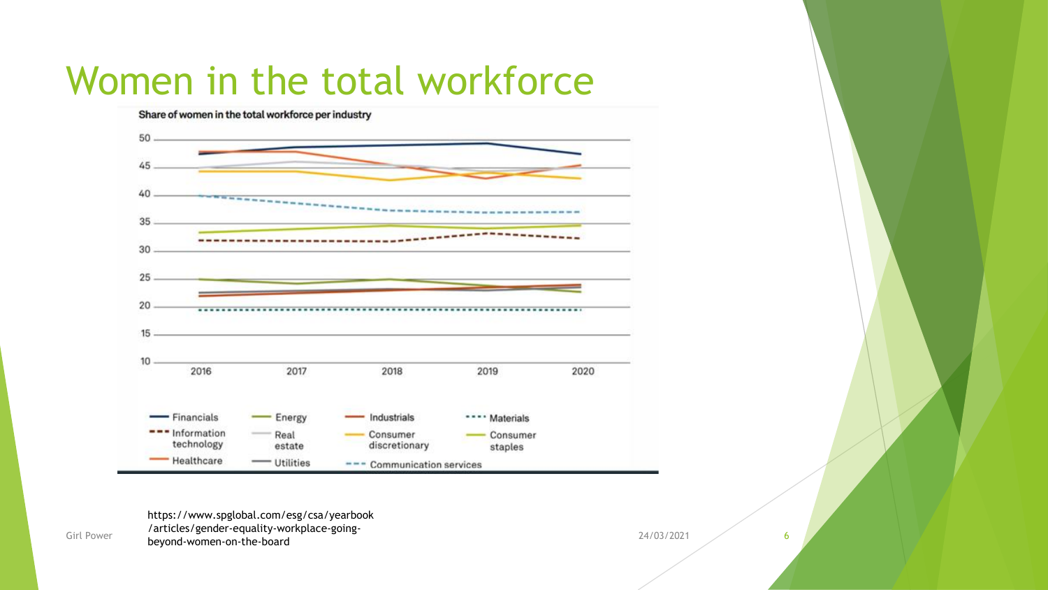# Women in the total workforce

**Share of women in the total workforce per industry**

| | 2016 | 2017 | 2018 | 2019 | 2020 |
|---|---|---|---|---|---|

Legend: Financials, Energy, Industrials, Materials, Information technology, Real estate, Consumer discretionary, Consumer staples, Healthcare, Utilities, Communication services

https://www.spglobal.com/esg/csa/yearbook/articles/gender-equality-workplace-going-beyond-women-on-the-board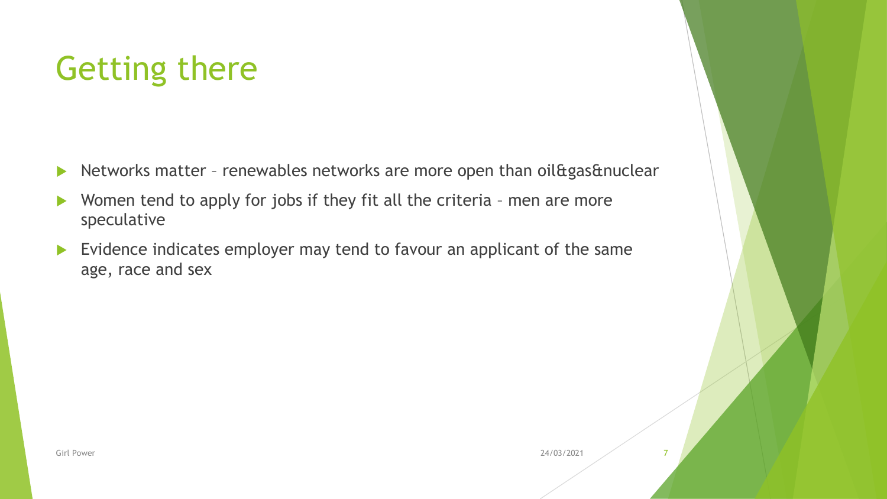# Getting there

- Networks matter – renewables networks are more open than oil&gas&nuclear
- Women tend to apply for jobs if they fit all the criteria – men are more speculative
- Evidence indicates employer may tend to favour an applicant of the same age, race and sex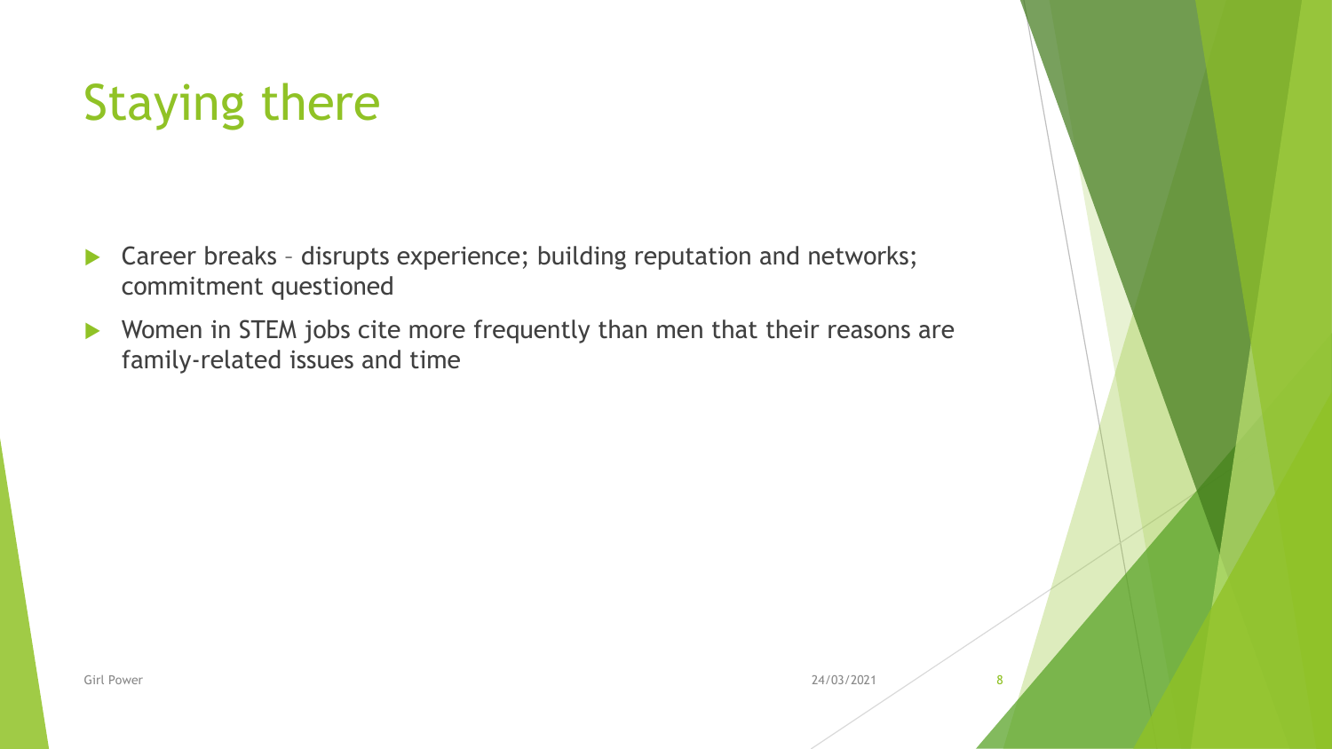# Staying there

- Career breaks – disrupts experience; building reputation and networks; commitment questioned
- Women in STEM jobs cite more frequently than men that their reasons are family-related issues and time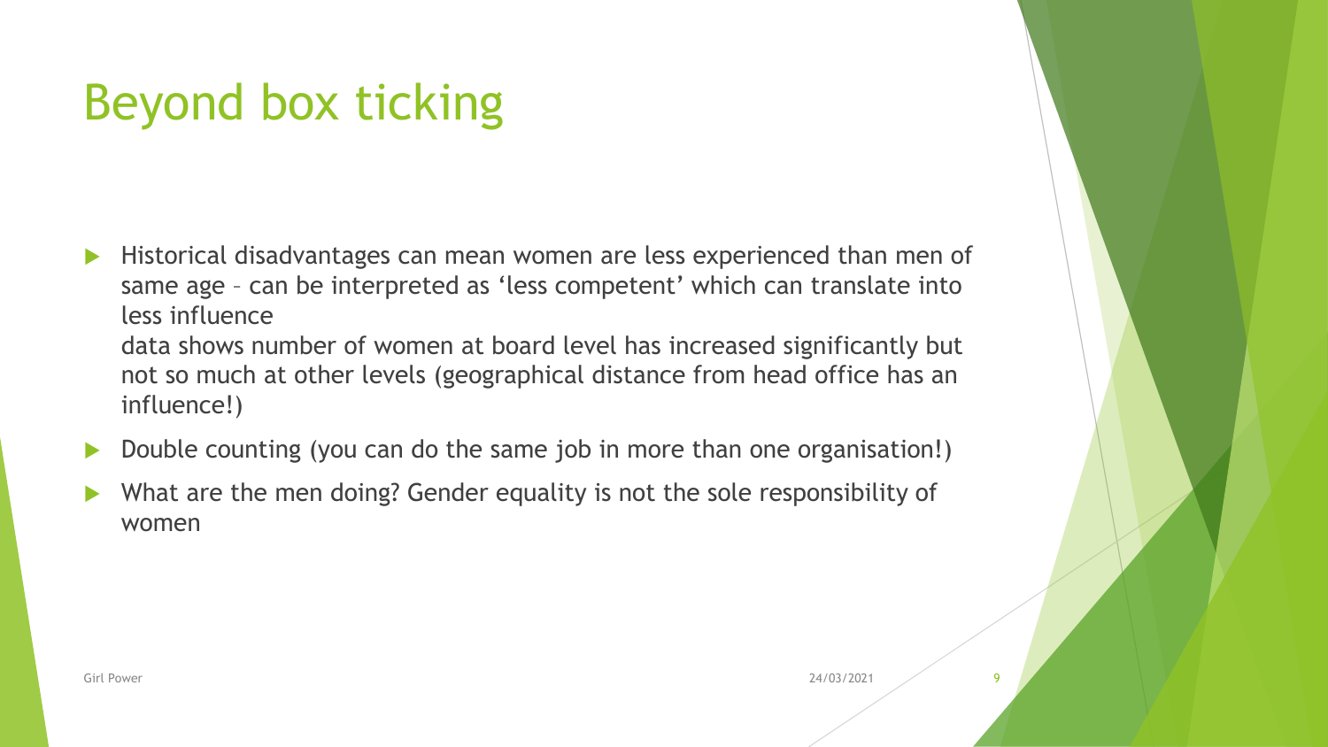# Beyond box ticking

- Historical disadvantages can mean women are less experienced than men of same age – can be interpreted as 'less competent' which can translate into less influence

  data shows number of women at board level has increased significantly but not so much at other levels (geographical distance from head office has an influence!)
- Double counting (you can do the same job in more than one organisation!)
- What are the men doing? Gender equality is not the sole responsibility of women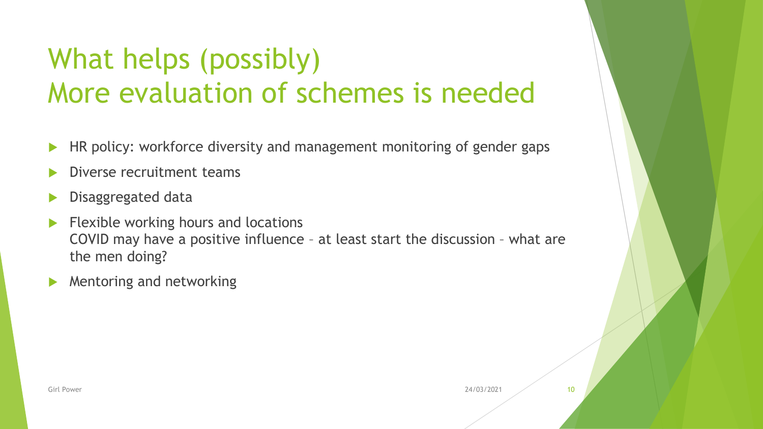# What helps (possibly)
# More evaluation of schemes is needed

- HR policy: workforce diversity and management monitoring of gender gaps
- Diverse recruitment teams
- Disaggregated data
- Flexible working hours and locations
  COVID may have a positive influence – at least start the discussion – what are the men doing?
- Mentoring and networking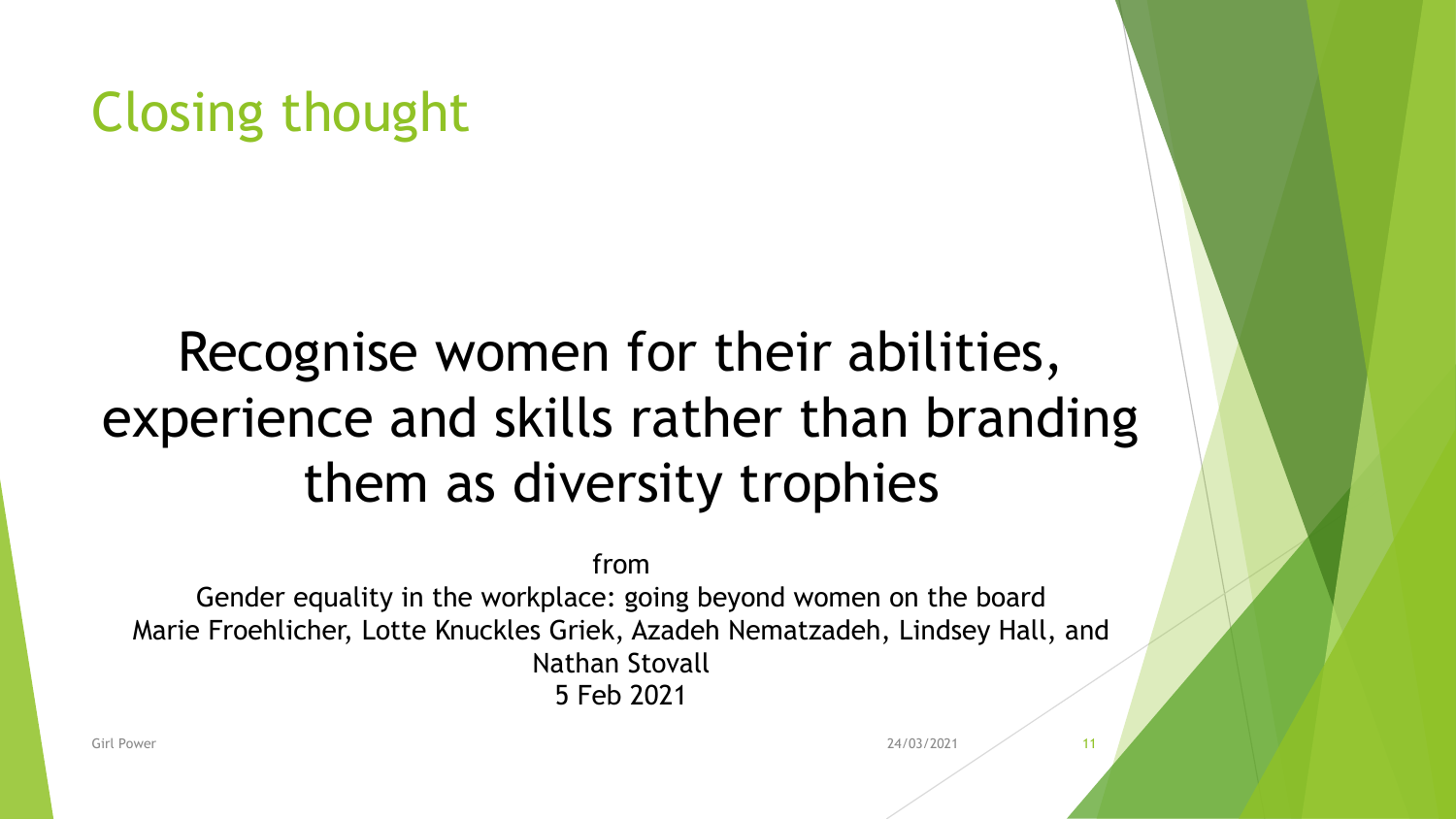# Closing thought

## Recognise women for their abilities, experience and skills rather than branding them as diversity trophies

from

Gender equality in the workplace: going beyond women on the board

Marie Froehlicher, Lotte Knuckles Griek, Azadeh Nematzadeh, Lindsey Hall, and Nathan Stovall

5 Feb 2021